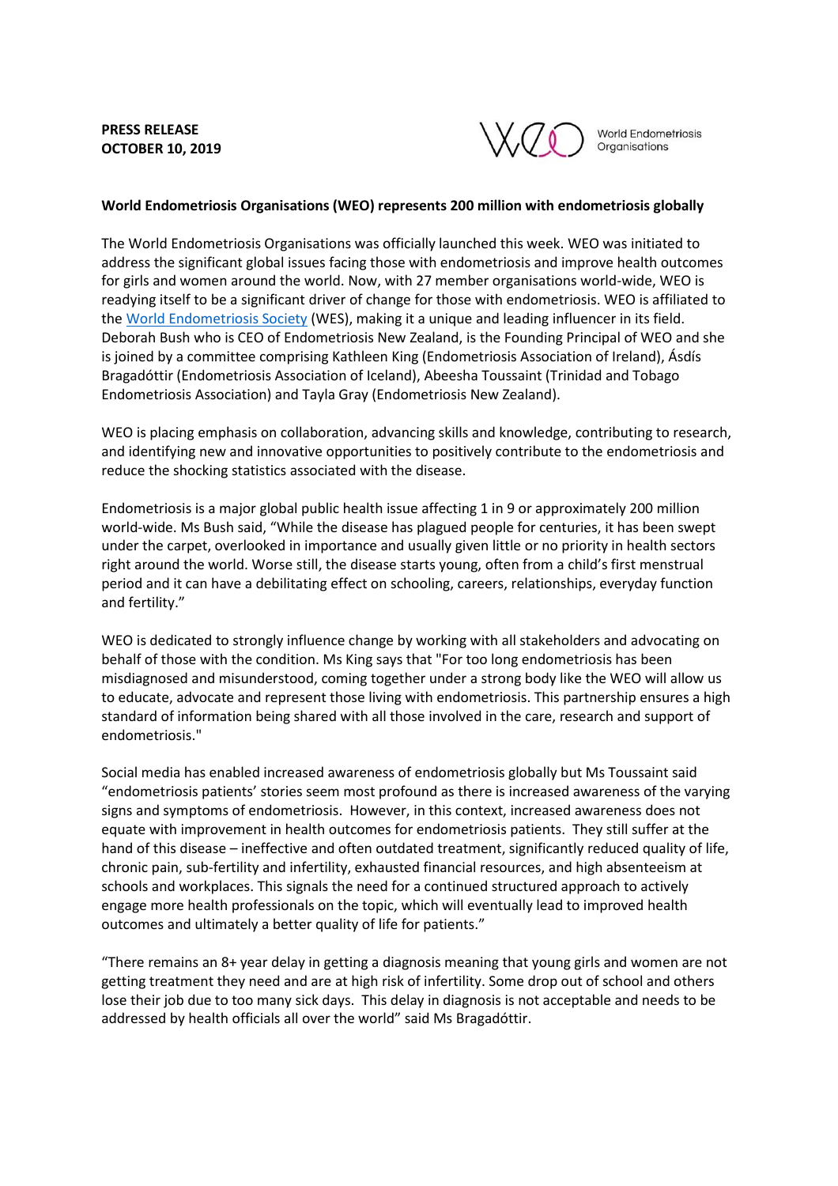**PRESS RELEASE**
**OCTOBER 10, 2019**

World Endometriosis Organisations

**World Endometriosis Organisations (WEO) represents 200 million with endometriosis globally**

The World Endometriosis Organisations was officially launched this week. WEO was initiated to address the significant global issues facing those with endometriosis and improve health outcomes for girls and women around the world. Now, with 27 member organisations world-wide, WEO is readying itself to be a significant driver of change for those with endometriosis. WEO is affiliated to the World Endometriosis Society (WES), making it a unique and leading influencer in its field. Deborah Bush who is CEO of Endometriosis New Zealand, is the Founding Principal of WEO and she is joined by a committee comprising Kathleen King (Endometriosis Association of Ireland), Ásdís Bragadóttir (Endometriosis Association of Iceland), Abeesha Toussaint (Trinidad and Tobago Endometriosis Association) and Tayla Gray (Endometriosis New Zealand).

WEO is placing emphasis on collaboration, advancing skills and knowledge, contributing to research, and identifying new and innovative opportunities to positively contribute to the endometriosis and reduce the shocking statistics associated with the disease.

Endometriosis is a major global public health issue affecting 1 in 9 or approximately 200 million world-wide. Ms Bush said, "While the disease has plagued people for centuries, it has been swept under the carpet, overlooked in importance and usually given little or no priority in health sectors right around the world. Worse still, the disease starts young, often from a child's first menstrual period and it can have a debilitating effect on schooling, careers, relationships, everyday function and fertility."

WEO is dedicated to strongly influence change by working with all stakeholders and advocating on behalf of those with the condition. Ms King says that "For too long endometriosis has been misdiagnosed and misunderstood, coming together under a strong body like the WEO will allow us to educate, advocate and represent those living with endometriosis. This partnership ensures a high standard of information being shared with all those involved in the care, research and support of endometriosis."

Social media has enabled increased awareness of endometriosis globally but Ms Toussaint said "endometriosis patients' stories seem most profound as there is increased awareness of the varying signs and symptoms of endometriosis. However, in this context, increased awareness does not equate with improvement in health outcomes for endometriosis patients. They still suffer at the hand of this disease – ineffective and often outdated treatment, significantly reduced quality of life, chronic pain, sub-fertility and infertility, exhausted financial resources, and high absenteeism at schools and workplaces. This signals the need for a continued structured approach to actively engage more health professionals on the topic, which will eventually lead to improved health outcomes and ultimately a better quality of life for patients."

"There remains an 8+ year delay in getting a diagnosis meaning that young girls and women are not getting treatment they need and are at high risk of infertility. Some drop out of school and others lose their job due to too many sick days. This delay in diagnosis is not acceptable and needs to be addressed by health officials all over the world" said Ms Bragadóttir.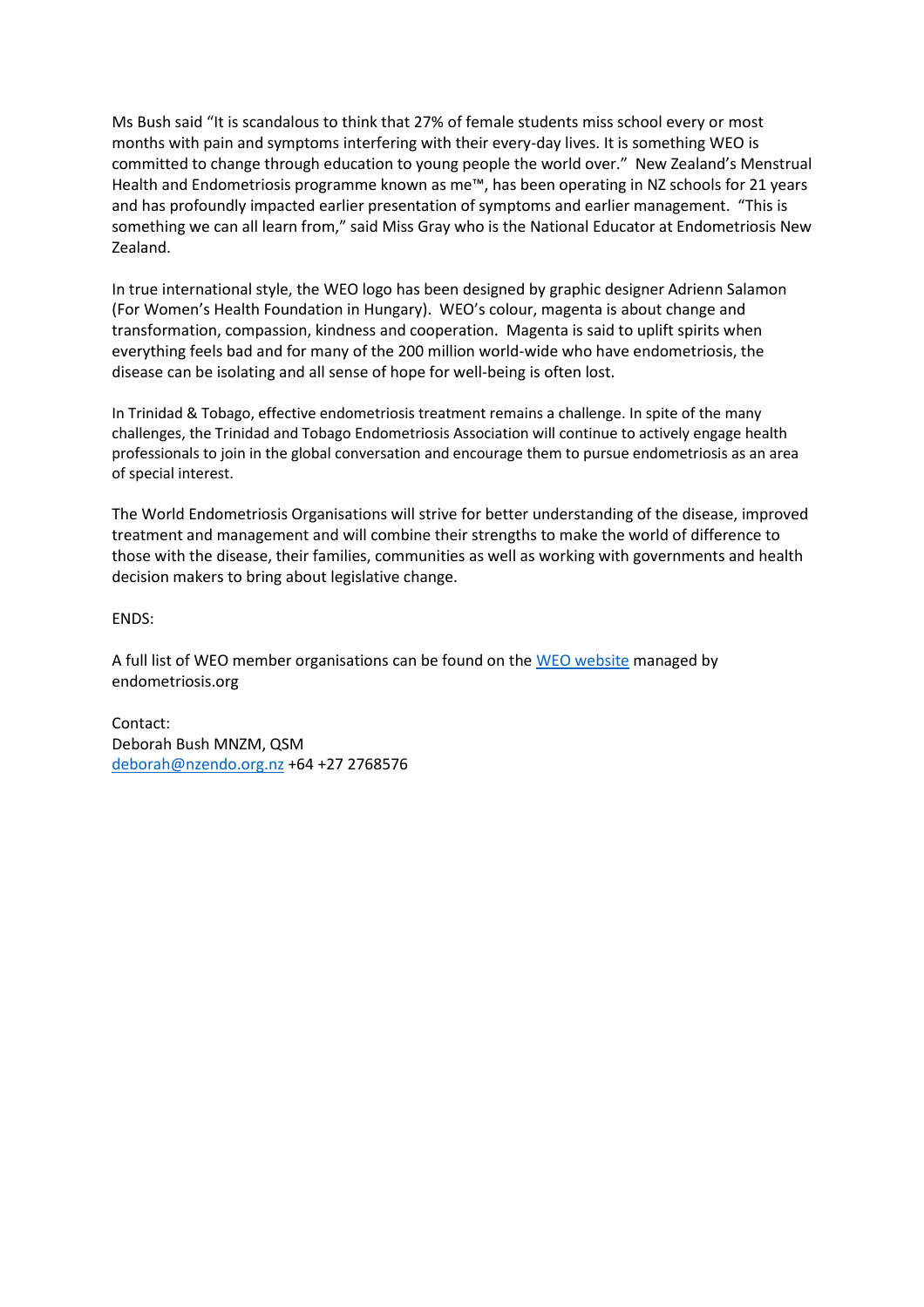Ms Bush said "It is scandalous to think that 27% of female students miss school every or most months with pain and symptoms interfering with their every-day lives. It is something WEO is committed to change through education to young people the world over." New Zealand's Menstrual Health and Endometriosis programme known as me™, has been operating in NZ schools for 21 years and has profoundly impacted earlier presentation of symptoms and earlier management. "This is something we can all learn from," said Miss Gray who is the National Educator at Endometriosis New Zealand.

In true international style, the WEO logo has been designed by graphic designer Adrienn Salamon (For Women's Health Foundation in Hungary). WEO's colour, magenta is about change and transformation, compassion, kindness and cooperation. Magenta is said to uplift spirits when everything feels bad and for many of the 200 million world-wide who have endometriosis, the disease can be isolating and all sense of hope for well-being is often lost.

In Trinidad & Tobago, effective endometriosis treatment remains a challenge. In spite of the many challenges, the Trinidad and Tobago Endometriosis Association will continue to actively engage health professionals to join in the global conversation and encourage them to pursue endometriosis as an area of special interest.

The World Endometriosis Organisations will strive for better understanding of the disease, improved treatment and management and will combine their strengths to make the world of difference to those with the disease, their families, communities as well as working with governments and health decision makers to bring about legislative change.

ENDS:

A full list of WEO member organisations can be found on the WEO website managed by endometriosis.org

Contact:
Deborah Bush MNZM, QSM
deborah@nzendo.org.nz +64 +27 2768576